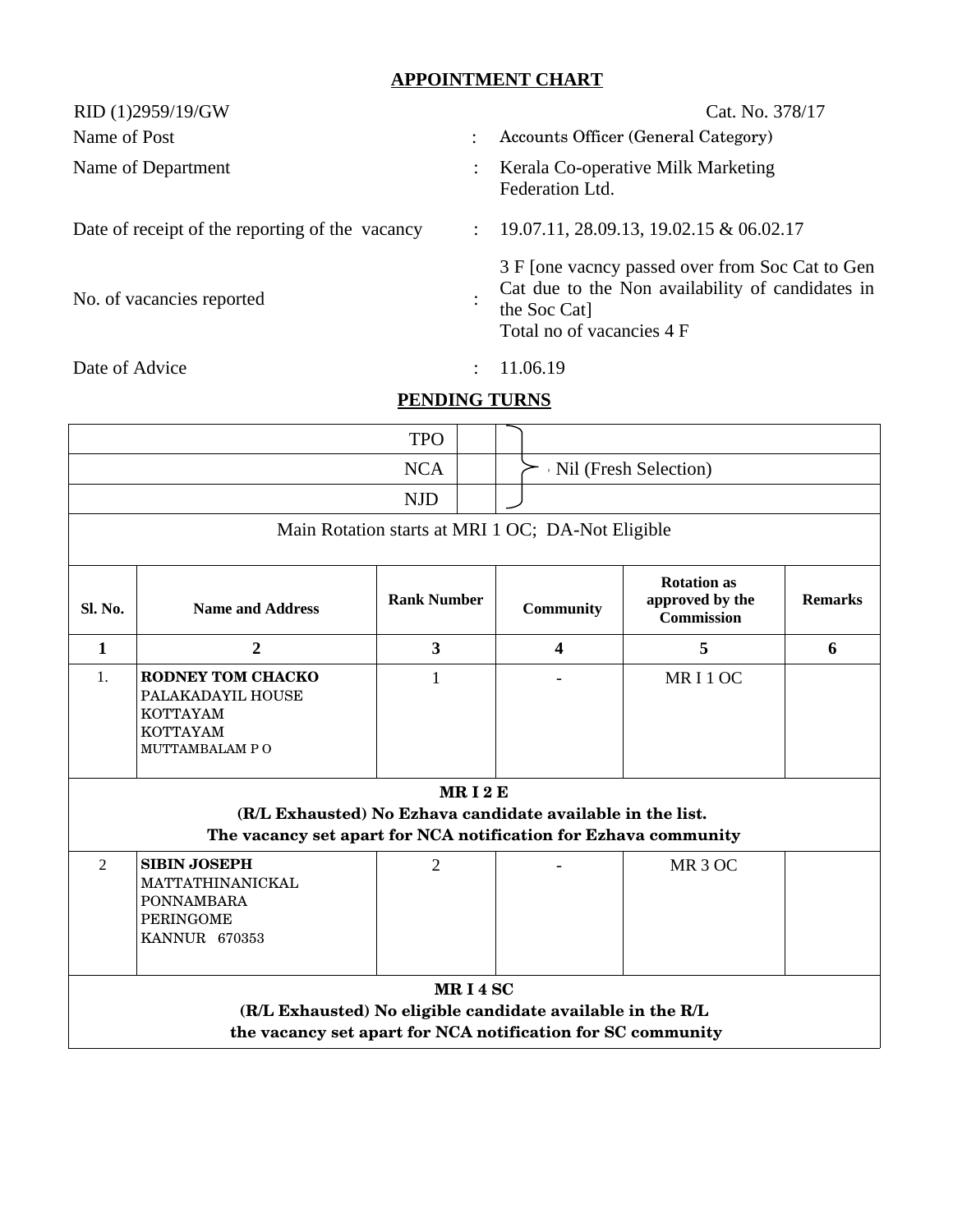## APPOINTMENT CHART

RID (1)2959/19/GW Cat. No. 378/17

| | | |
|---|---|---|
| Name of Post | : | Accounts Officer (General Category) |
| Name of Department | : | Kerala Co-operative Milk Marketing Federation Ltd. |
| Date of receipt of the reporting of the vacancy | : | 19.07.11, 28.09.13, 19.02.15 & 06.02.17 |
| No. of vacancies reported | : | 3 F [one vacncy passed over from Soc Cat to Gen Cat due to the Non availability of candidates in the Soc Cat] Total no of vacancies 4 F |
| Date of Advice | : | 11.06.19 |

## PENDING TURNS

| | | |
|---|---|---|
| TPO | | Nil (Fresh Selection) |
| NCA | | |
| NJD | | |

Main Rotation starts at MRI 1 OC; DA-Not Eligible

| Sl. No. | Name and Address | Rank Number | Community | Rotation as approved by the Commission | Remarks |
|---|---|---|---|---|---|
| 1 | 2 | 3 | 4 | 5 | 6 |
| 1. | **RODNEY TOM CHACKO** PALAKADAYIL HOUSE KOTTAYAM KOTTAYAM MUTTAMBALAM P O | 1 | - | MR I 1 OC | |
| **MR I 2 E** **(R/L Exhausted) No Ezhava candidate available in the list. The vacancy set apart for NCA notification for Ezhava community** | | | | | |
| 2 | **SIBIN JOSEPH** MATTATHINANICKAL PONNAMBARA PERINGOME KANNUR 670353 | 2 | - | MR 3 OC | |
| **MR I 4 SC** **(R/L Exhausted) No eligible candidate available in the R/L the vacancy set apart for NCA notification for SC community** | | | | | |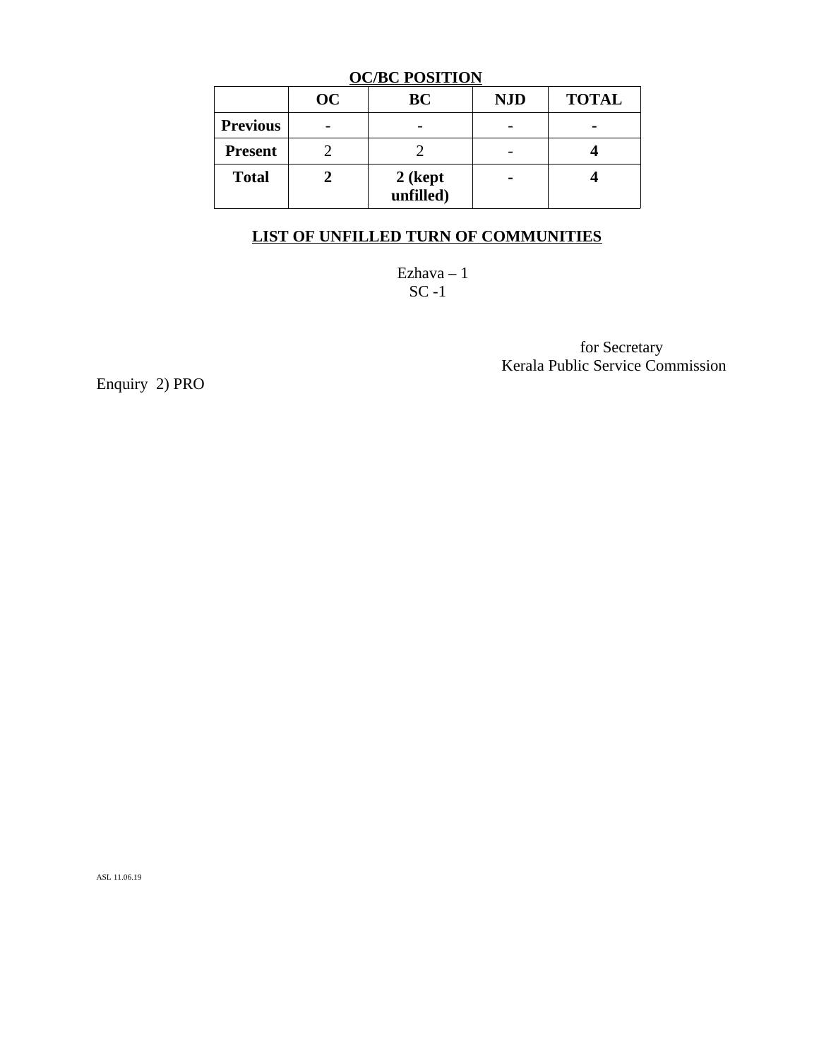**OC/BC POSITION**

| | OC | BC | NJD | TOTAL |
|---|---|---|---|---|
| **Previous** | - | - | - | - |
| **Present** | 2 | 2 | - | **4** |
| **Total** | **2** | **2 (kept unfilled)** | - | **4** |

**LIST OF UNFILLED TURN OF COMMUNITIES**

Ezhava – 1
SC -1

for Secretary
Kerala Public Service Commission

Enquiry 2) PRO

ASL 11.06.19